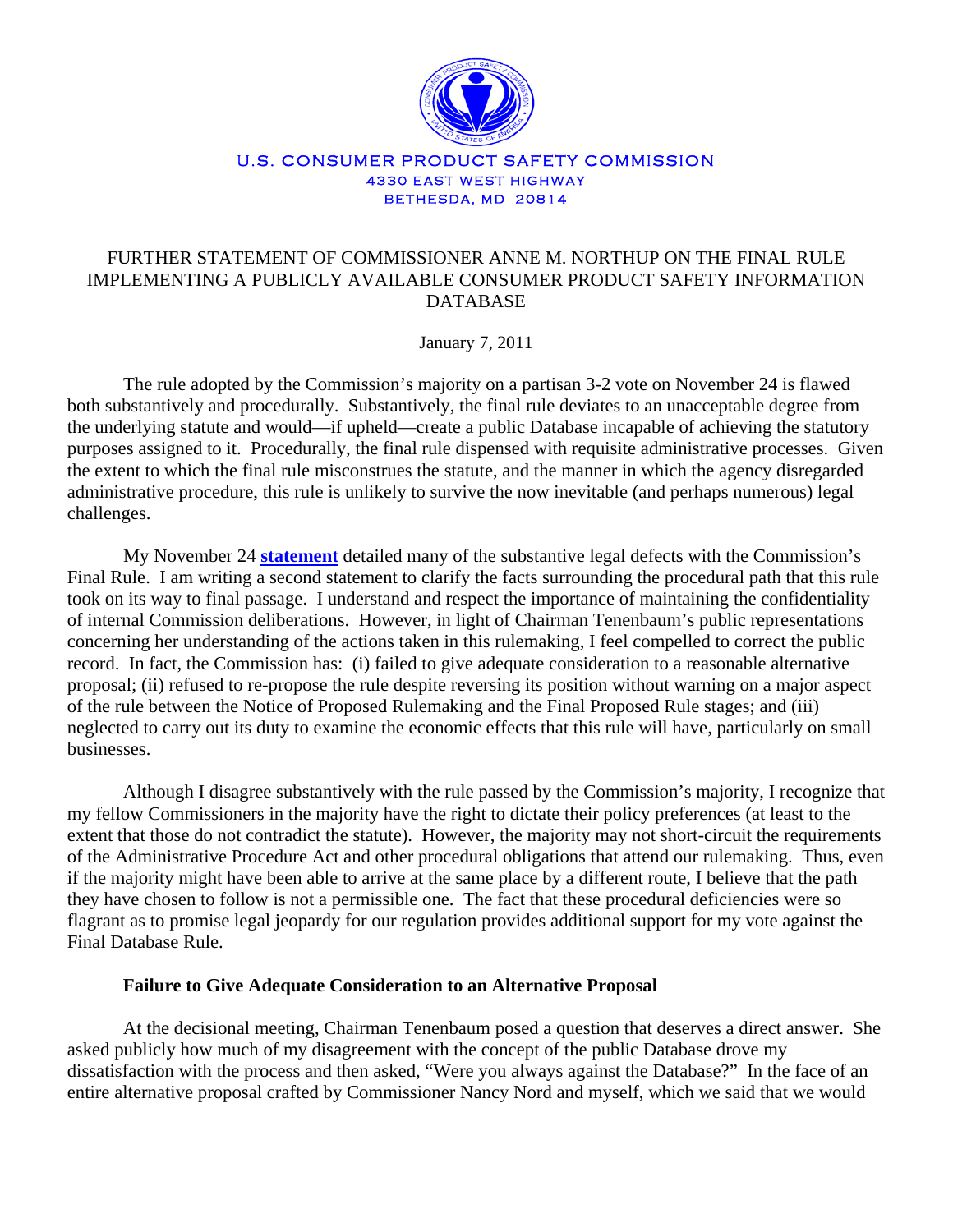U.S. CONSUMER PRODUCT SAFETY COMMISSION
4330 EAST WEST HIGHWAY
BETHESDA, MD 20814

# FURTHER STATEMENT OF COMMISSIONER ANNE M. NORTHUP ON THE FINAL RULE IMPLEMENTING A PUBLICLY AVAILABLE CONSUMER PRODUCT SAFETY INFORMATION DATABASE

January 7, 2011

The rule adopted by the Commission's majority on a partisan 3-2 vote on November 24 is flawed both substantively and procedurally. Substantively, the final rule deviates to an unacceptable degree from the underlying statute and would—if upheld—create a public Database incapable of achieving the statutory purposes assigned to it. Procedurally, the final rule dispensed with requisite administrative processes. Given the extent to which the final rule misconstrues the statute, and the manner in which the agency disregarded administrative procedure, this rule is unlikely to survive the now inevitable (and perhaps numerous) legal challenges.

My November 24 **statement** detailed many of the substantive legal defects with the Commission's Final Rule. I am writing a second statement to clarify the facts surrounding the procedural path that this rule took on its way to final passage. I understand and respect the importance of maintaining the confidentiality of internal Commission deliberations. However, in light of Chairman Tenenbaum's public representations concerning her understanding of the actions taken in this rulemaking, I feel compelled to correct the public record. In fact, the Commission has: (i) failed to give adequate consideration to a reasonable alternative proposal; (ii) refused to re-propose the rule despite reversing its position without warning on a major aspect of the rule between the Notice of Proposed Rulemaking and the Final Proposed Rule stages; and (iii) neglected to carry out its duty to examine the economic effects that this rule will have, particularly on small businesses.

Although I disagree substantively with the rule passed by the Commission's majority, I recognize that my fellow Commissioners in the majority have the right to dictate their policy preferences (at least to the extent that those do not contradict the statute). However, the majority may not short-circuit the requirements of the Administrative Procedure Act and other procedural obligations that attend our rulemaking. Thus, even if the majority might have been able to arrive at the same place by a different route, I believe that the path they have chosen to follow is not a permissible one. The fact that these procedural deficiencies were so flagrant as to promise legal jeopardy for our regulation provides additional support for my vote against the Final Database Rule.

## Failure to Give Adequate Consideration to an Alternative Proposal

At the decisional meeting, Chairman Tenenbaum posed a question that deserves a direct answer. She asked publicly how much of my disagreement with the concept of the public Database drove my dissatisfaction with the process and then asked, "Were you always against the Database?" In the face of an entire alternative proposal crafted by Commissioner Nancy Nord and myself, which we said that we would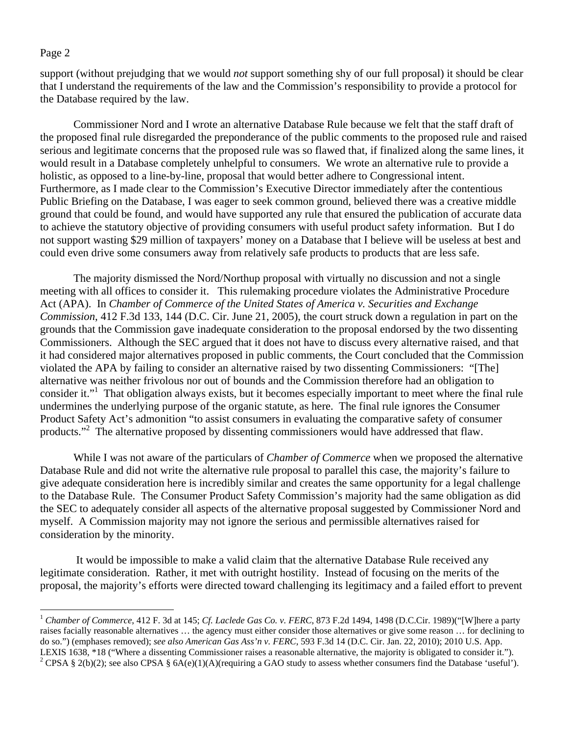support (without prejudging that we would *not* support something shy of our full proposal) it should be clear that I understand the requirements of the law and the Commission's responsibility to provide a protocol for the Database required by the law.

Commissioner Nord and I wrote an alternative Database Rule because we felt that the staff draft of the proposed final rule disregarded the preponderance of the public comments to the proposed rule and raised serious and legitimate concerns that the proposed rule was so flawed that, if finalized along the same lines, it would result in a Database completely unhelpful to consumers. We wrote an alternative rule to provide a holistic, as opposed to a line-by-line, proposal that would better adhere to Congressional intent. Furthermore, as I made clear to the Commission's Executive Director immediately after the contentious Public Briefing on the Database, I was eager to seek common ground, believed there was a creative middle ground that could be found, and would have supported any rule that ensured the publication of accurate data to achieve the statutory objective of providing consumers with useful product safety information. But I do not support wasting $29 million of taxpayers' money on a Database that I believe will be useless at best and could even drive some consumers away from relatively safe products to products that are less safe.

The majority dismissed the Nord/Northup proposal with virtually no discussion and not a single meeting with all offices to consider it. This rulemaking procedure violates the Administrative Procedure Act (APA). In *Chamber of Commerce of the United States of America v. Securities and Exchange Commission*, 412 F.3d 133, 144 (D.C. Cir. June 21, 2005), the court struck down a regulation in part on the grounds that the Commission gave inadequate consideration to the proposal endorsed by the two dissenting Commissioners. Although the SEC argued that it does not have to discuss every alternative raised, and that it had considered major alternatives proposed in public comments, the Court concluded that the Commission violated the APA by failing to consider an alternative raised by two dissenting Commissioners: "[The] alternative was neither frivolous nor out of bounds and the Commission therefore had an obligation to consider it."[1] That obligation always exists, but it becomes especially important to meet where the final rule undermines the underlying purpose of the organic statute, as here. The final rule ignores the Consumer Product Safety Act's admonition "to assist consumers in evaluating the comparative safety of consumer products."[2] The alternative proposed by dissenting commissioners would have addressed that flaw.

While I was not aware of the particulars of *Chamber of Commerce* when we proposed the alternative Database Rule and did not write the alternative rule proposal to parallel this case, the majority's failure to give adequate consideration here is incredibly similar and creates the same opportunity for a legal challenge to the Database Rule. The Consumer Product Safety Commission's majority had the same obligation as did the SEC to adequately consider all aspects of the alternative proposal suggested by Commissioner Nord and myself. A Commission majority may not ignore the serious and permissible alternatives raised for consideration by the minority.

It would be impossible to make a valid claim that the alternative Database Rule received any legitimate consideration. Rather, it met with outright hostility. Instead of focusing on the merits of the proposal, the majority's efforts were directed toward challenging its legitimacy and a failed effort to prevent

---

[1] *Chamber of Commerce*, 412 F. 3d at 145; *Cf. Laclede Gas Co. v. FERC*, 873 F.2d 1494, 1498 (D.C.Cir. 1989)("[W]here a party raises facially reasonable alternatives … the agency must either consider those alternatives or give some reason … for declining to do so.") (emphases removed); *see also American Gas Ass'n v. FERC*, 593 F.3d 14 (D.C. Cir. Jan. 22, 2010); 2010 U.S. App. LEXIS 1638, *18 ("Where a dissenting Commissioner raises a reasonable alternative, the majority is obligated to consider it.").

[2] CPSA § 2(b)(2); see also CPSA § 6A(e)(1)(A)(requiring a GAO study to assess whether consumers find the Database 'useful').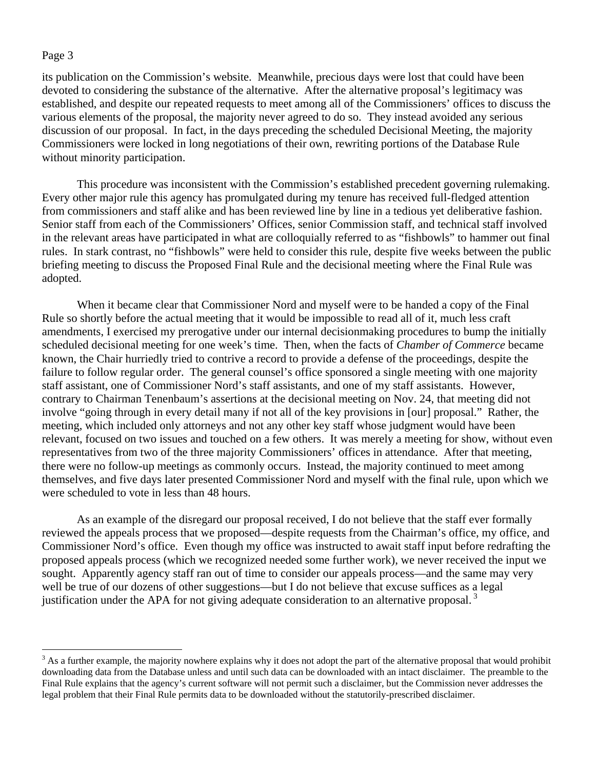its publication on the Commission's website. Meanwhile, precious days were lost that could have been devoted to considering the substance of the alternative. After the alternative proposal's legitimacy was established, and despite our repeated requests to meet among all of the Commissioners' offices to discuss the various elements of the proposal, the majority never agreed to do so. They instead avoided any serious discussion of our proposal. In fact, in the days preceding the scheduled Decisional Meeting, the majority Commissioners were locked in long negotiations of their own, rewriting portions of the Database Rule without minority participation.

This procedure was inconsistent with the Commission's established precedent governing rulemaking. Every other major rule this agency has promulgated during my tenure has received full-fledged attention from commissioners and staff alike and has been reviewed line by line in a tedious yet deliberative fashion. Senior staff from each of the Commissioners' Offices, senior Commission staff, and technical staff involved in the relevant areas have participated in what are colloquially referred to as "fishbowls" to hammer out final rules. In stark contrast, no "fishbowls" were held to consider this rule, despite five weeks between the public briefing meeting to discuss the Proposed Final Rule and the decisional meeting where the Final Rule was adopted.

When it became clear that Commissioner Nord and myself were to be handed a copy of the Final Rule so shortly before the actual meeting that it would be impossible to read all of it, much less craft amendments, I exercised my prerogative under our internal decisionmaking procedures to bump the initially scheduled decisional meeting for one week's time. Then, when the facts of *Chamber of Commerce* became known, the Chair hurriedly tried to contrive a record to provide a defense of the proceedings, despite the failure to follow regular order. The general counsel's office sponsored a single meeting with one majority staff assistant, one of Commissioner Nord's staff assistants, and one of my staff assistants. However, contrary to Chairman Tenenbaum's assertions at the decisional meeting on Nov. 24, that meeting did not involve "going through in every detail many if not all of the key provisions in [our] proposal." Rather, the meeting, which included only attorneys and not any other key staff whose judgment would have been relevant, focused on two issues and touched on a few others. It was merely a meeting for show, without even representatives from two of the three majority Commissioners' offices in attendance. After that meeting, there were no follow-up meetings as commonly occurs. Instead, the majority continued to meet among themselves, and five days later presented Commissioner Nord and myself with the final rule, upon which we were scheduled to vote in less than 48 hours.

As an example of the disregard our proposal received, I do not believe that the staff ever formally reviewed the appeals process that we proposed—despite requests from the Chairman's office, my office, and Commissioner Nord's office. Even though my office was instructed to await staff input before redrafting the proposed appeals process (which we recognized needed some further work), we never received the input we sought. Apparently agency staff ran out of time to consider our appeals process—and the same may very well be true of our dozens of other suggestions—but I do not believe that excuse suffices as a legal justification under the APA for not giving adequate consideration to an alternative proposal.[3]

---

[3] As a further example, the majority nowhere explains why it does not adopt the part of the alternative proposal that would prohibit downloading data from the Database unless and until such data can be downloaded with an intact disclaimer. The preamble to the Final Rule explains that the agency's current software will not permit such a disclaimer, but the Commission never addresses the legal problem that their Final Rule permits data to be downloaded without the statutorily-prescribed disclaimer.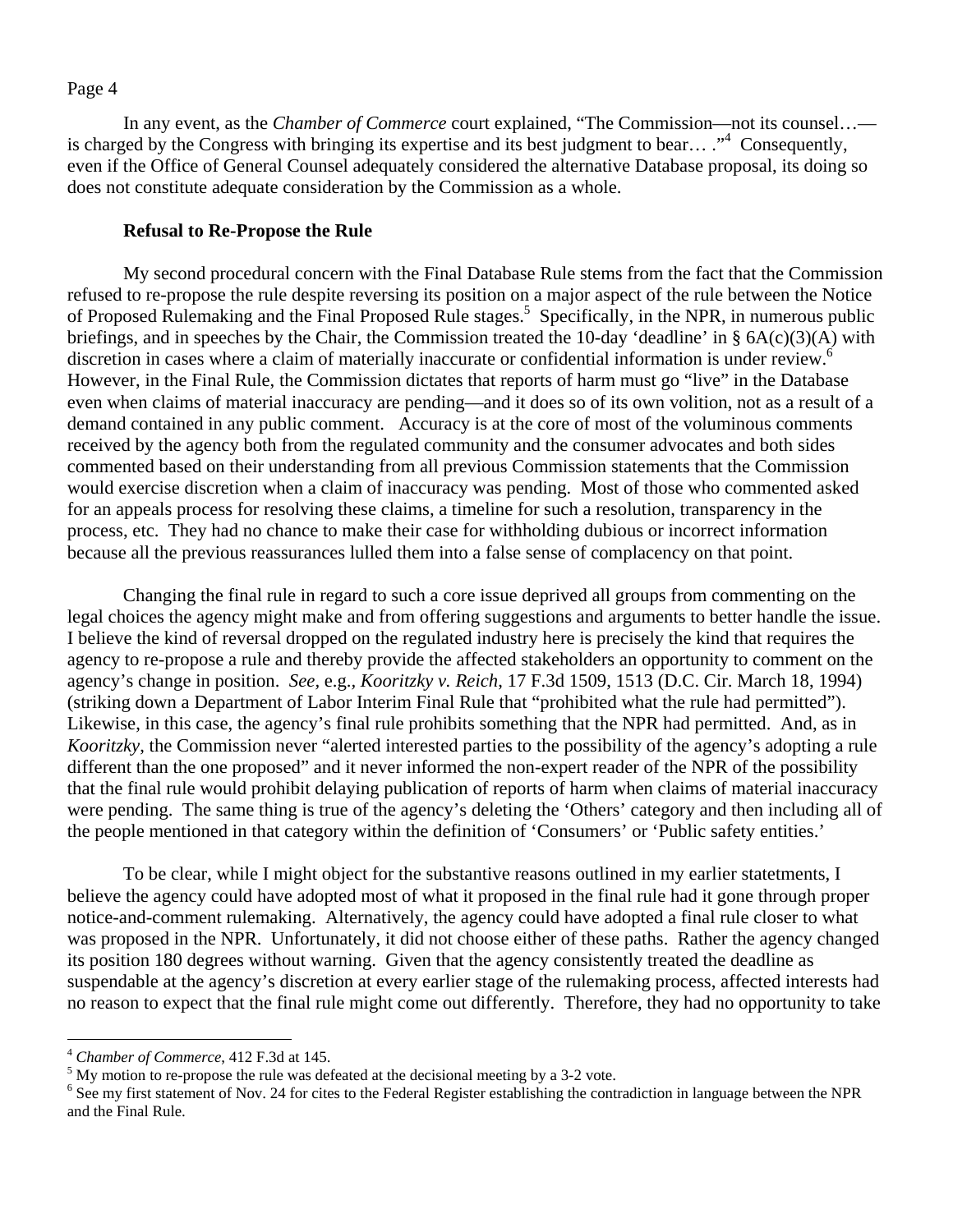In any event, as the *Chamber of Commerce* court explained, "The Commission—not its counsel…—is charged by the Congress with bringing its expertise and its best judgment to bear… ."[4] Consequently, even if the Office of General Counsel adequately considered the alternative Database proposal, its doing so does not constitute adequate consideration by the Commission as a whole.

**Refusal to Re-Propose the Rule**

My second procedural concern with the Final Database Rule stems from the fact that the Commission refused to re-propose the rule despite reversing its position on a major aspect of the rule between the Notice of Proposed Rulemaking and the Final Proposed Rule stages.[5] Specifically, in the NPR, in numerous public briefings, and in speeches by the Chair, the Commission treated the 10-day 'deadline' in § 6A(c)(3)(A) with discretion in cases where a claim of materially inaccurate or confidential information is under review.[6] However, in the Final Rule, the Commission dictates that reports of harm must go "live" in the Database even when claims of material inaccuracy are pending—and it does so of its own volition, not as a result of a demand contained in any public comment. Accuracy is at the core of most of the voluminous comments received by the agency both from the regulated community and the consumer advocates and both sides commented based on their understanding from all previous Commission statements that the Commission would exercise discretion when a claim of inaccuracy was pending. Most of those who commented asked for an appeals process for resolving these claims, a timeline for such a resolution, transparency in the process, etc. They had no chance to make their case for withholding dubious or incorrect information because all the previous reassurances lulled them into a false sense of complacency on that point.

Changing the final rule in regard to such a core issue deprived all groups from commenting on the legal choices the agency might make and from offering suggestions and arguments to better handle the issue. I believe the kind of reversal dropped on the regulated industry here is precisely the kind that requires the agency to re-propose a rule and thereby provide the affected stakeholders an opportunity to comment on the agency's change in position. *See*, e.g., *Kooritzky v. Reich*, 17 F.3d 1509, 1513 (D.C. Cir. March 18, 1994) (striking down a Department of Labor Interim Final Rule that "prohibited what the rule had permitted"). Likewise, in this case, the agency's final rule prohibits something that the NPR had permitted. And, as in *Kooritzky*, the Commission never "alerted interested parties to the possibility of the agency's adopting a rule different than the one proposed" and it never informed the non-expert reader of the NPR of the possibility that the final rule would prohibit delaying publication of reports of harm when claims of material inaccuracy were pending. The same thing is true of the agency's deleting the 'Others' category and then including all of the people mentioned in that category within the definition of 'Consumers' or 'Public safety entities.'

To be clear, while I might object for the substantive reasons outlined in my earlier statetments, I believe the agency could have adopted most of what it proposed in the final rule had it gone through proper notice-and-comment rulemaking. Alternatively, the agency could have adopted a final rule closer to what was proposed in the NPR. Unfortunately, it did not choose either of these paths. Rather the agency changed its position 180 degrees without warning. Given that the agency consistently treated the deadline as suspendable at the agency's discretion at every earlier stage of the rulemaking process, affected interests had no reason to expect that the final rule might come out differently. Therefore, they had no opportunity to take

---

[4] *Chamber of Commerce*, 412 F.3d at 145.

[5] My motion to re-propose the rule was defeated at the decisional meeting by a 3-2 vote.

[6] See my first statement of Nov. 24 for cites to the Federal Register establishing the contradiction in language between the NPR and the Final Rule.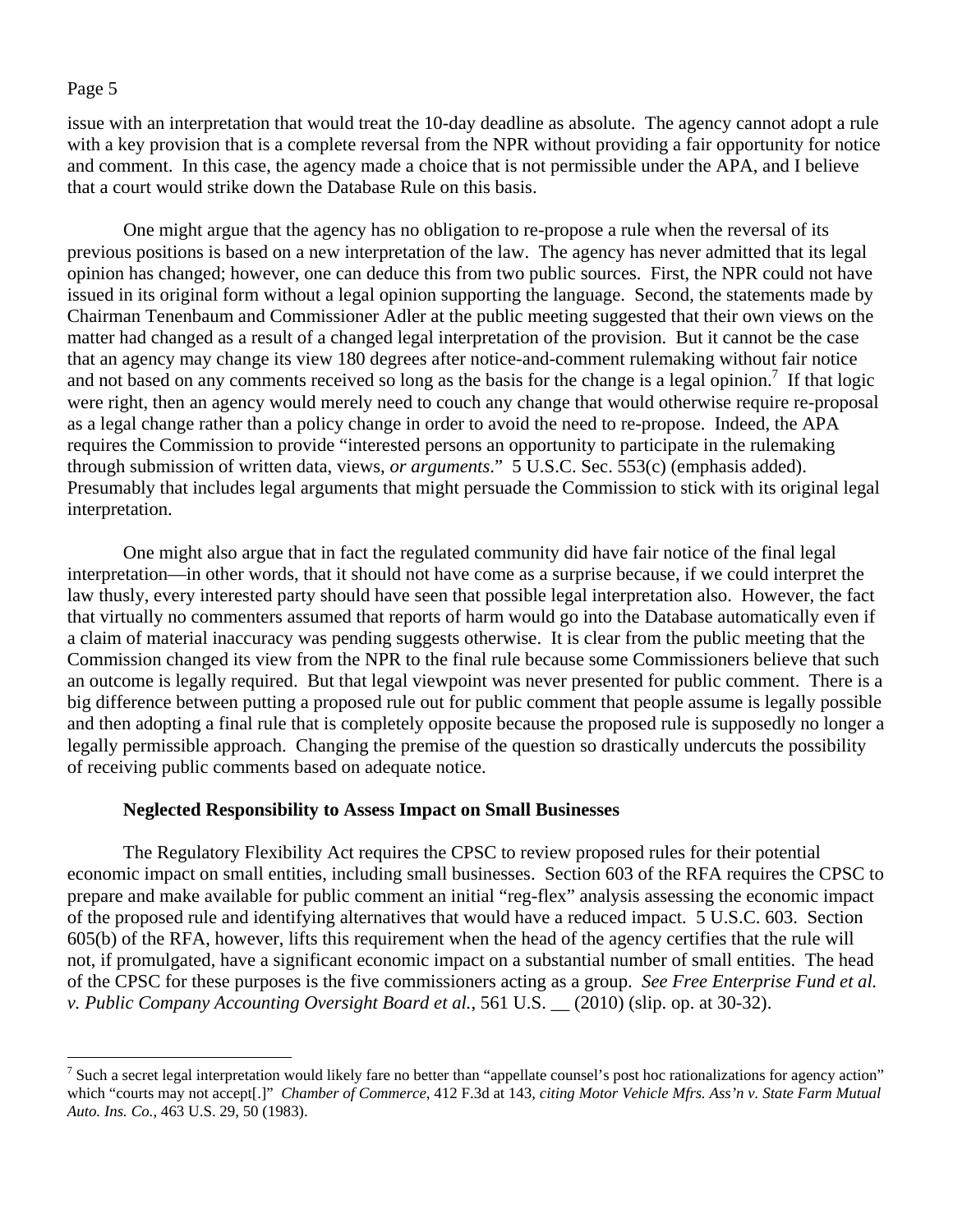issue with an interpretation that would treat the 10-day deadline as absolute. The agency cannot adopt a rule with a key provision that is a complete reversal from the NPR without providing a fair opportunity for notice and comment. In this case, the agency made a choice that is not permissible under the APA, and I believe that a court would strike down the Database Rule on this basis.

One might argue that the agency has no obligation to re-propose a rule when the reversal of its previous positions is based on a new interpretation of the law. The agency has never admitted that its legal opinion has changed; however, one can deduce this from two public sources. First, the NPR could not have issued in its original form without a legal opinion supporting the language. Second, the statements made by Chairman Tenenbaum and Commissioner Adler at the public meeting suggested that their own views on the matter had changed as a result of a changed legal interpretation of the provision. But it cannot be the case that an agency may change its view 180 degrees after notice-and-comment rulemaking without fair notice and not based on any comments received so long as the basis for the change is a legal opinion.[7] If that logic were right, then an agency would merely need to couch any change that would otherwise require re-proposal as a legal change rather than a policy change in order to avoid the need to re-propose. Indeed, the APA requires the Commission to provide "interested persons an opportunity to participate in the rulemaking through submission of written data, views, *or arguments*." 5 U.S.C. Sec. 553(c) (emphasis added). Presumably that includes legal arguments that might persuade the Commission to stick with its original legal interpretation.

One might also argue that in fact the regulated community did have fair notice of the final legal interpretation—in other words, that it should not have come as a surprise because, if we could interpret the law thusly, every interested party should have seen that possible legal interpretation also. However, the fact that virtually no commenters assumed that reports of harm would go into the Database automatically even if a claim of material inaccuracy was pending suggests otherwise. It is clear from the public meeting that the Commission changed its view from the NPR to the final rule because some Commissioners believe that such an outcome is legally required. But that legal viewpoint was never presented for public comment. There is a big difference between putting a proposed rule out for public comment that people assume is legally possible and then adopting a final rule that is completely opposite because the proposed rule is supposedly no longer a legally permissible approach. Changing the premise of the question so drastically undercuts the possibility of receiving public comments based on adequate notice.

**Neglected Responsibility to Assess Impact on Small Businesses**

The Regulatory Flexibility Act requires the CPSC to review proposed rules for their potential economic impact on small entities, including small businesses. Section 603 of the RFA requires the CPSC to prepare and make available for public comment an initial "reg-flex" analysis assessing the economic impact of the proposed rule and identifying alternatives that would have a reduced impact. 5 U.S.C. 603. Section 605(b) of the RFA, however, lifts this requirement when the head of the agency certifies that the rule will not, if promulgated, have a significant economic impact on a substantial number of small entities. The head of the CPSC for these purposes is the five commissioners acting as a group. *See Free Enterprise Fund et al. v. Public Company Accounting Oversight Board et al.*, 561 U.S. __ (2010) (slip. op. at 30-32).

---

[7] Such a secret legal interpretation would likely fare no better than "appellate counsel's post hoc rationalizations for agency action" which "courts may not accept[.]" *Chamber of Commerce*, 412 F.3d at 143, *citing Motor Vehicle Mfrs. Ass'n v. State Farm Mutual Auto. Ins. Co.*, 463 U.S. 29, 50 (1983).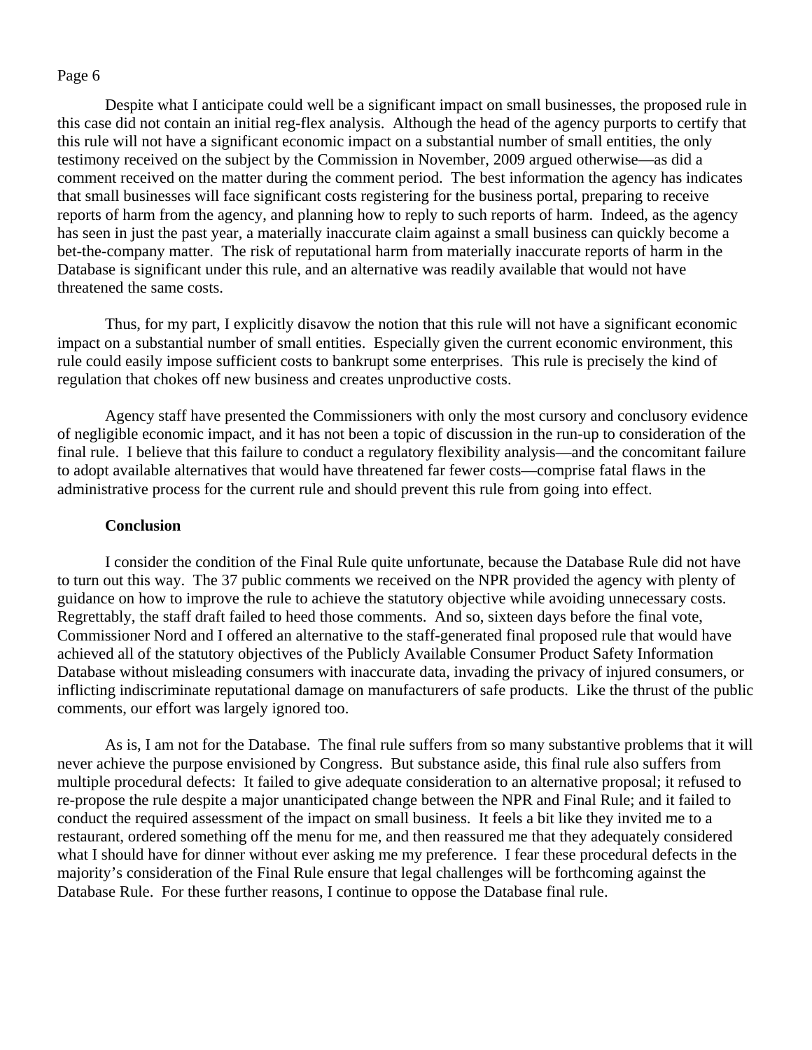Despite what I anticipate could well be a significant impact on small businesses, the proposed rule in this case did not contain an initial reg-flex analysis. Although the head of the agency purports to certify that this rule will not have a significant economic impact on a substantial number of small entities, the only testimony received on the subject by the Commission in November, 2009 argued otherwise—as did a comment received on the matter during the comment period. The best information the agency has indicates that small businesses will face significant costs registering for the business portal, preparing to receive reports of harm from the agency, and planning how to reply to such reports of harm. Indeed, as the agency has seen in just the past year, a materially inaccurate claim against a small business can quickly become a bet-the-company matter. The risk of reputational harm from materially inaccurate reports of harm in the Database is significant under this rule, and an alternative was readily available that would not have threatened the same costs.

Thus, for my part, I explicitly disavow the notion that this rule will not have a significant economic impact on a substantial number of small entities. Especially given the current economic environment, this rule could easily impose sufficient costs to bankrupt some enterprises. This rule is precisely the kind of regulation that chokes off new business and creates unproductive costs.

Agency staff have presented the Commissioners with only the most cursory and conclusory evidence of negligible economic impact, and it has not been a topic of discussion in the run-up to consideration of the final rule. I believe that this failure to conduct a regulatory flexibility analysis—and the concomitant failure to adopt available alternatives that would have threatened far fewer costs—comprise fatal flaws in the administrative process for the current rule and should prevent this rule from going into effect.

**Conclusion**

I consider the condition of the Final Rule quite unfortunate, because the Database Rule did not have to turn out this way. The 37 public comments we received on the NPR provided the agency with plenty of guidance on how to improve the rule to achieve the statutory objective while avoiding unnecessary costs. Regrettably, the staff draft failed to heed those comments. And so, sixteen days before the final vote, Commissioner Nord and I offered an alternative to the staff-generated final proposed rule that would have achieved all of the statutory objectives of the Publicly Available Consumer Product Safety Information Database without misleading consumers with inaccurate data, invading the privacy of injured consumers, or inflicting indiscriminate reputational damage on manufacturers of safe products. Like the thrust of the public comments, our effort was largely ignored too.

As is, I am not for the Database. The final rule suffers from so many substantive problems that it will never achieve the purpose envisioned by Congress. But substance aside, this final rule also suffers from multiple procedural defects: It failed to give adequate consideration to an alternative proposal; it refused to re-propose the rule despite a major unanticipated change between the NPR and Final Rule; and it failed to conduct the required assessment of the impact on small business. It feels a bit like they invited me to a restaurant, ordered something off the menu for me, and then reassured me that they adequately considered what I should have for dinner without ever asking me my preference. I fear these procedural defects in the majority's consideration of the Final Rule ensure that legal challenges will be forthcoming against the Database Rule. For these further reasons, I continue to oppose the Database final rule.